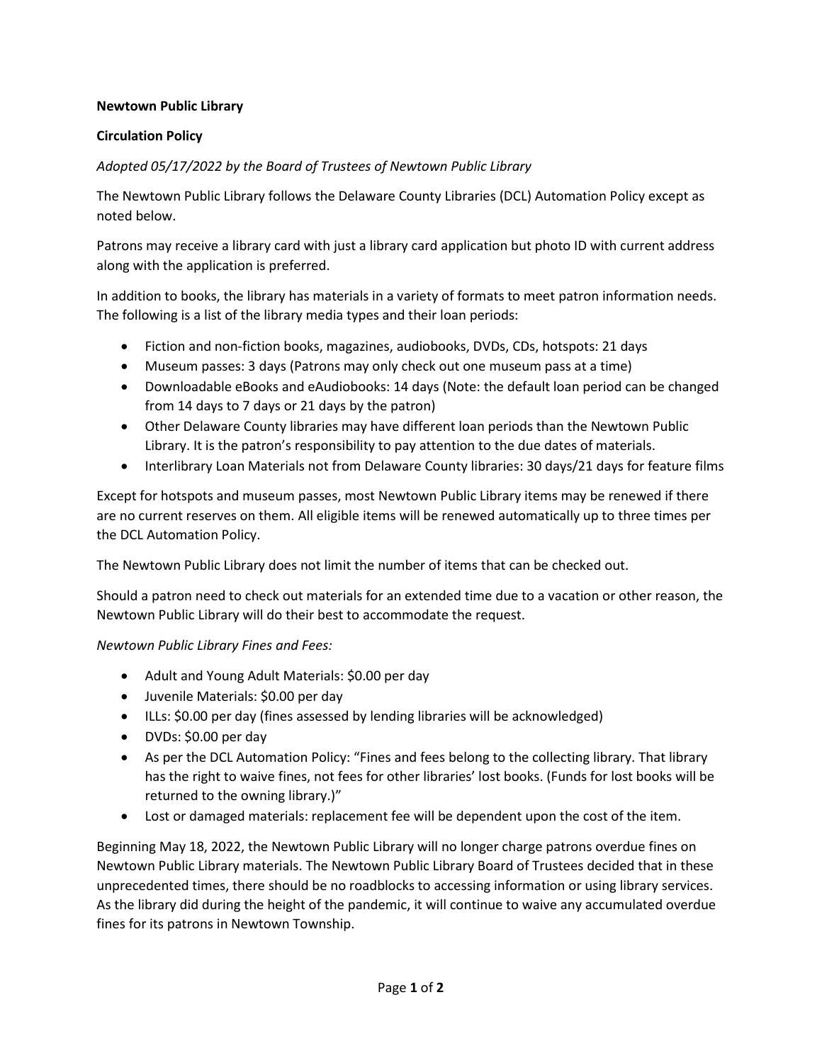**Newtown Public Library**

**Circulation Policy**

*Adopted 05/17/2022 by the Board of Trustees of Newtown Public Library*

The Newtown Public Library follows the Delaware County Libraries (DCL) Automation Policy except as noted below.

Patrons may receive a library card with just a library card application but photo ID with current address along with the application is preferred.

In addition to books, the library has materials in a variety of formats to meet patron information needs. The following is a list of the library media types and their loan periods:

- Fiction and non-fiction books, magazines, audiobooks, DVDs, CDs, hotspots: 21 days
- Museum passes: 3 days (Patrons may only check out one museum pass at a time)
- Downloadable eBooks and eAudiobooks: 14 days (Note: the default loan period can be changed from 14 days to 7 days or 21 days by the patron)
- Other Delaware County libraries may have different loan periods than the Newtown Public Library. It is the patron's responsibility to pay attention to the due dates of materials.
- Interlibrary Loan Materials not from Delaware County libraries: 30 days/21 days for feature films

Except for hotspots and museum passes, most Newtown Public Library items may be renewed if there are no current reserves on them. All eligible items will be renewed automatically up to three times per the DCL Automation Policy.

The Newtown Public Library does not limit the number of items that can be checked out.

Should a patron need to check out materials for an extended time due to a vacation or other reason, the Newtown Public Library will do their best to accommodate the request.

*Newtown Public Library Fines and Fees:*

- Adult and Young Adult Materials: $0.00 per day
- Juvenile Materials: $0.00 per day
- ILLs: $0.00 per day (fines assessed by lending libraries will be acknowledged)
- DVDs: $0.00 per day
- As per the DCL Automation Policy: "Fines and fees belong to the collecting library. That library has the right to waive fines, not fees for other libraries' lost books. (Funds for lost books will be returned to the owning library.)"
- Lost or damaged materials: replacement fee will be dependent upon the cost of the item.

Beginning May 18, 2022, the Newtown Public Library will no longer charge patrons overdue fines on Newtown Public Library materials. The Newtown Public Library Board of Trustees decided that in these unprecedented times, there should be no roadblocks to accessing information or using library services. As the library did during the height of the pandemic, it will continue to waive any accumulated overdue fines for its patrons in Newtown Township.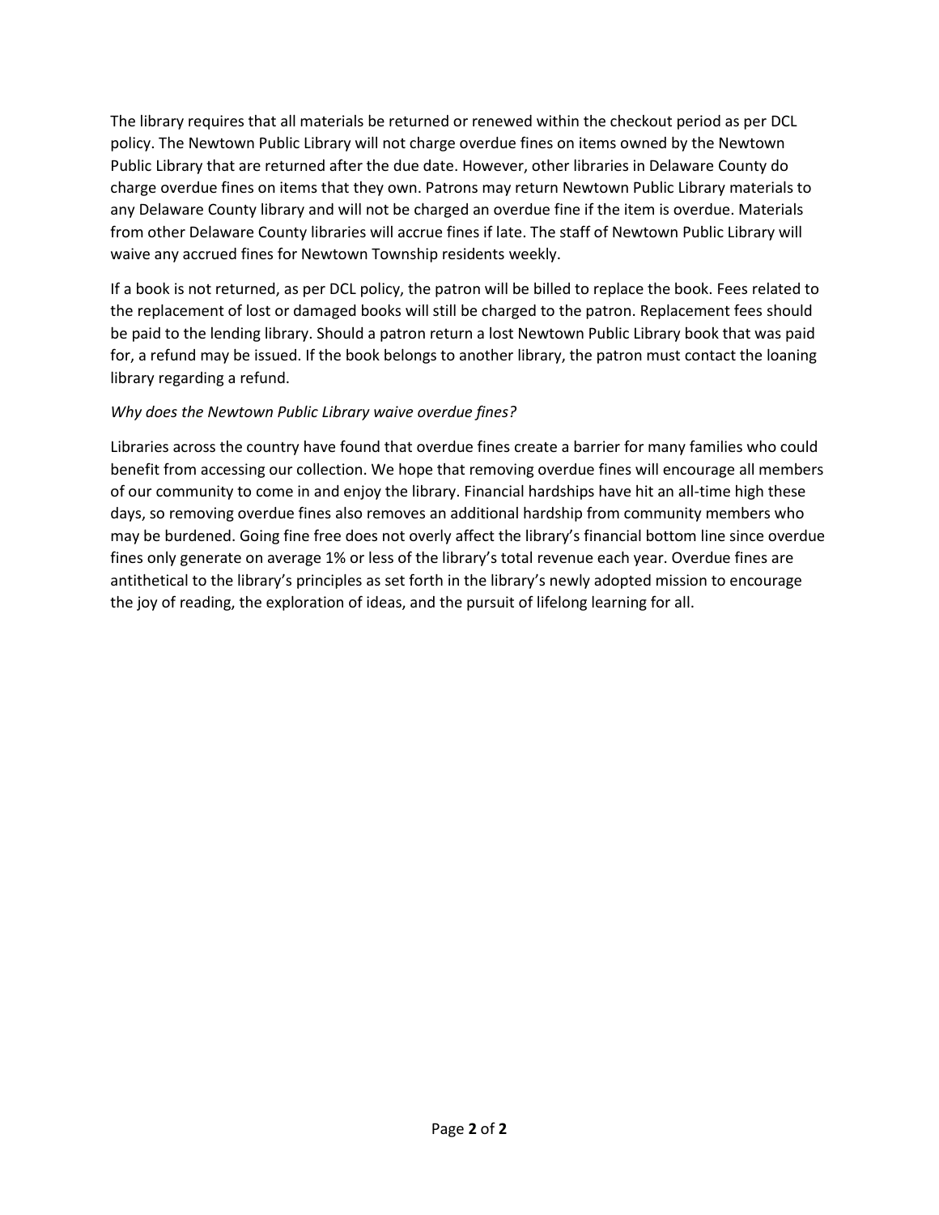The library requires that all materials be returned or renewed within the checkout period as per DCL policy. The Newtown Public Library will not charge overdue fines on items owned by the Newtown Public Library that are returned after the due date. However, other libraries in Delaware County do charge overdue fines on items that they own. Patrons may return Newtown Public Library materials to any Delaware County library and will not be charged an overdue fine if the item is overdue. Materials from other Delaware County libraries will accrue fines if late. The staff of Newtown Public Library will waive any accrued fines for Newtown Township residents weekly.

If a book is not returned, as per DCL policy, the patron will be billed to replace the book. Fees related to the replacement of lost or damaged books will still be charged to the patron. Replacement fees should be paid to the lending library. Should a patron return a lost Newtown Public Library book that was paid for, a refund may be issued. If the book belongs to another library, the patron must contact the loaning library regarding a refund.

*Why does the Newtown Public Library waive overdue fines?*

Libraries across the country have found that overdue fines create a barrier for many families who could benefit from accessing our collection. We hope that removing overdue fines will encourage all members of our community to come in and enjoy the library. Financial hardships have hit an all-time high these days, so removing overdue fines also removes an additional hardship from community members who may be burdened. Going fine free does not overly affect the library's financial bottom line since overdue fines only generate on average 1% or less of the library's total revenue each year. Overdue fines are antithetical to the library's principles as set forth in the library's newly adopted mission to encourage the joy of reading, the exploration of ideas, and the pursuit of lifelong learning for all.